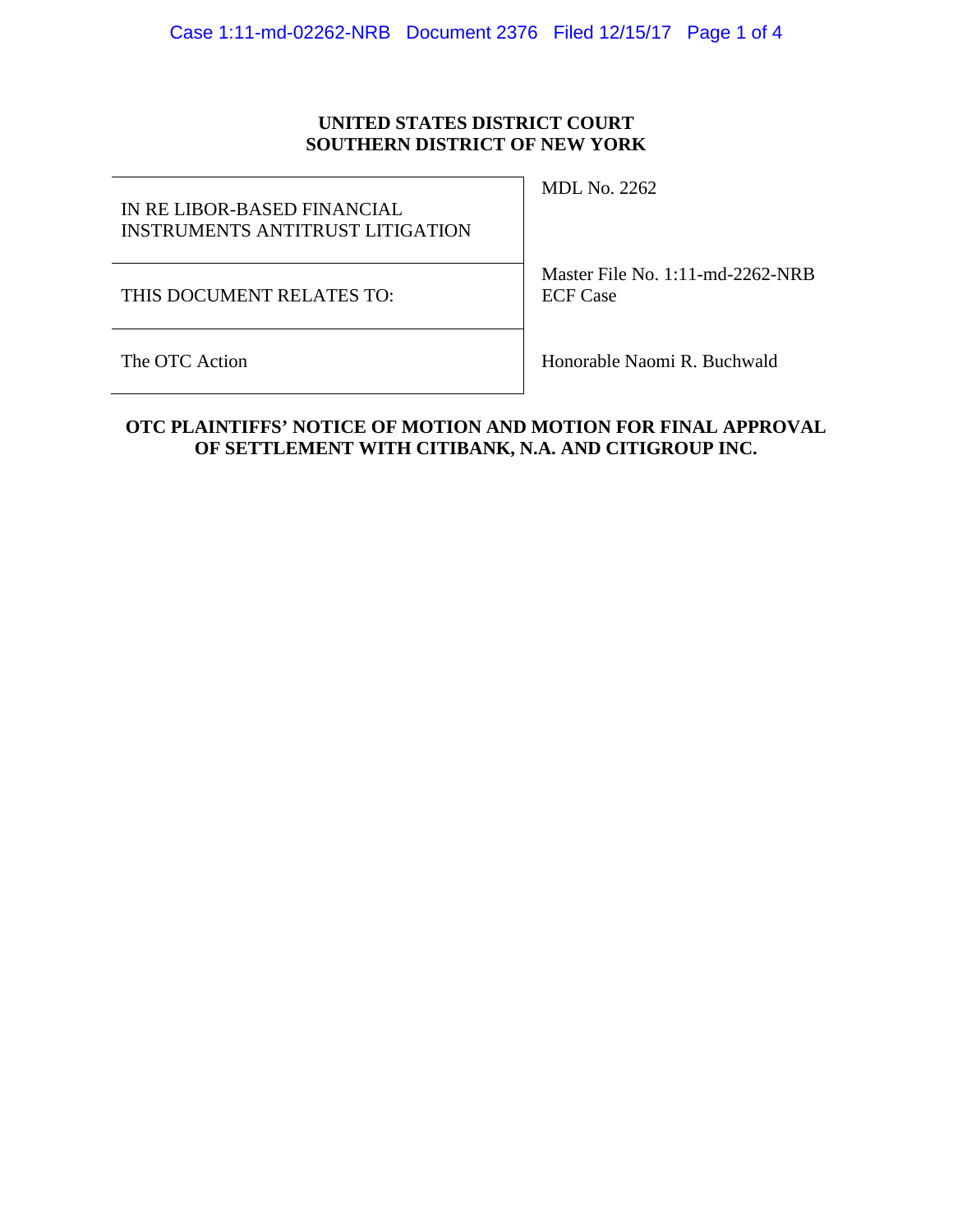**UNITED STATES DISTRICT COURT**
**SOUTHERN DISTRICT OF NEW YORK**

| | |
|---|---|
| IN RE LIBOR-BASED FINANCIAL INSTRUMENTS ANTITRUST LITIGATION | MDL No. 2262 |
| THIS DOCUMENT RELATES TO: | Master File No. 1:11-md-2262-NRB<br>ECF Case |
| The OTC Action | Honorable Naomi R. Buchwald |

**OTC PLAINTIFFS' NOTICE OF MOTION AND MOTION FOR FINAL APPROVAL OF SETTLEMENT WITH CITIBANK, N.A. AND CITIGROUP INC.**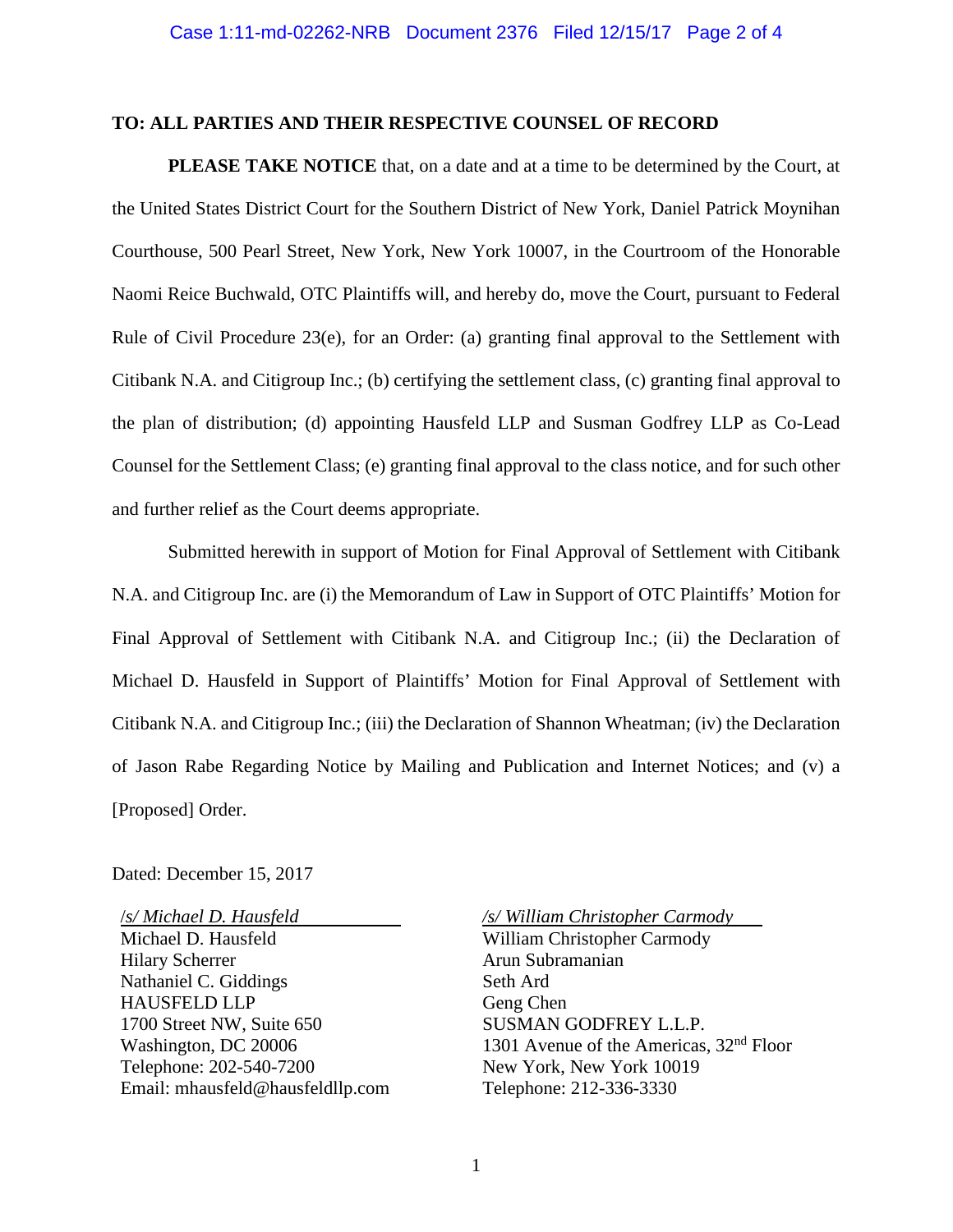**TO: ALL PARTIES AND THEIR RESPECTIVE COUNSEL OF RECORD**

**PLEASE TAKE NOTICE** that, on a date and at a time to be determined by the Court, at the United States District Court for the Southern District of New York, Daniel Patrick Moynihan Courthouse, 500 Pearl Street, New York, New York 10007, in the Courtroom of the Honorable Naomi Reice Buchwald, OTC Plaintiffs will, and hereby do, move the Court, pursuant to Federal Rule of Civil Procedure 23(e), for an Order: (a) granting final approval to the Settlement with Citibank N.A. and Citigroup Inc.; (b) certifying the settlement class, (c) granting final approval to the plan of distribution; (d) appointing Hausfeld LLP and Susman Godfrey LLP as Co-Lead Counsel for the Settlement Class; (e) granting final approval to the class notice, and for such other and further relief as the Court deems appropriate.

Submitted herewith in support of Motion for Final Approval of Settlement with Citibank N.A. and Citigroup Inc. are (i) the Memorandum of Law in Support of OTC Plaintiffs' Motion for Final Approval of Settlement with Citibank N.A. and Citigroup Inc.; (ii) the Declaration of Michael D. Hausfeld in Support of Plaintiffs' Motion for Final Approval of Settlement with Citibank N.A. and Citigroup Inc.; (iii) the Declaration of Shannon Wheatman; (iv) the Declaration of Jason Rabe Regarding Notice by Mailing and Publication and Internet Notices; and (v) a [Proposed] Order.

Dated: December 15, 2017

*/s/ Michael D. Hausfeld*
Michael D. Hausfeld
Hilary Scherrer
Nathaniel C. Giddings
HAUSFELD LLP
1700 Street NW, Suite 650
Washington, DC 20006
Telephone: 202-540-7200
Email: mhausfeld@hausfeldllp.com

*/s/ William Christopher Carmody*
William Christopher Carmody
Arun Subramanian
Seth Ard
Geng Chen
SUSMAN GODFREY L.L.P.
1301 Avenue of the Americas, 32nd Floor
New York, New York 10019
Telephone: 212-336-3330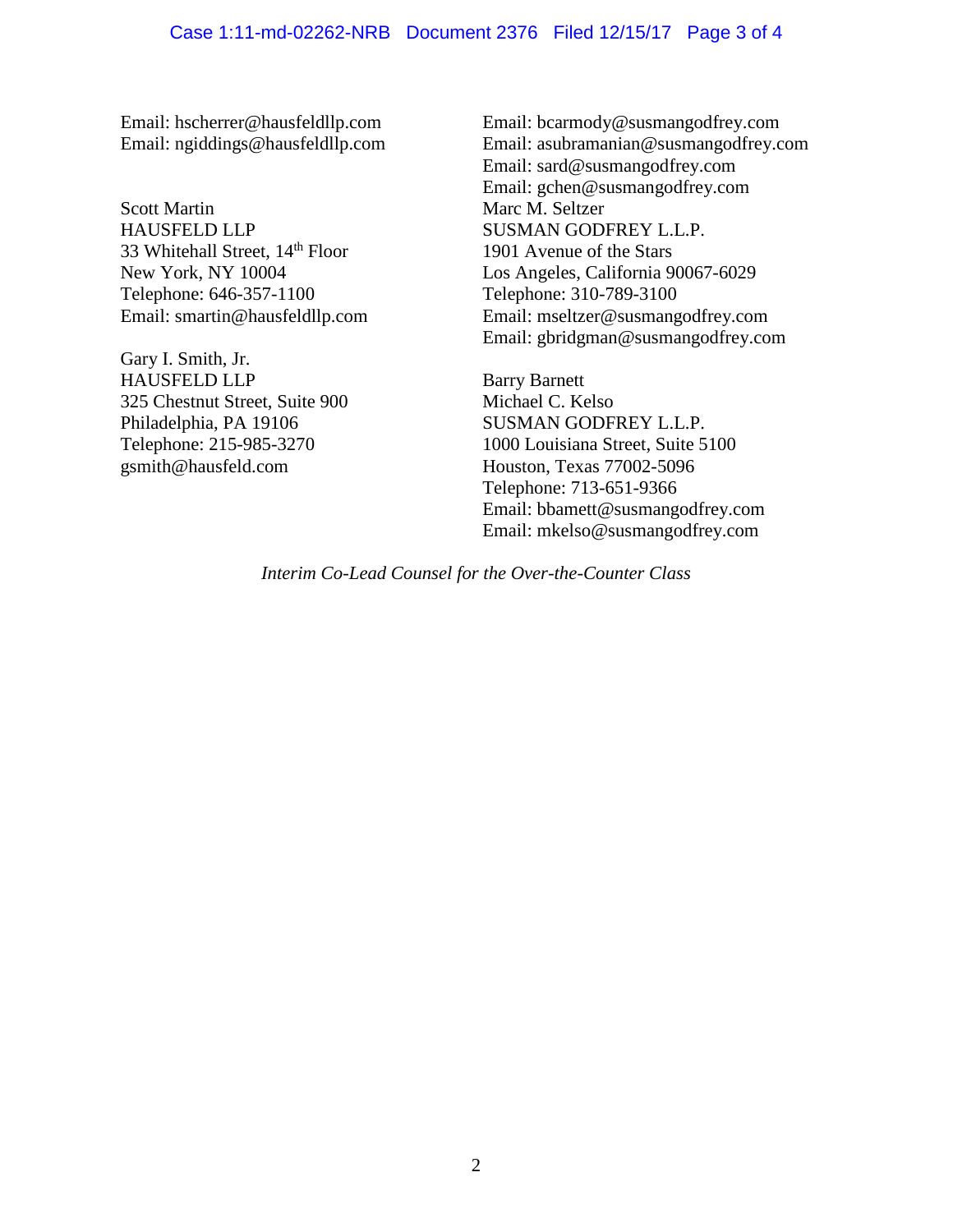Email: hscherrer@hausfeldllp.com
Email: ngiddings@hausfeldllp.com

Scott Martin
HAUSFELD LLP
33 Whitehall Street, 14th Floor
New York, NY 10004
Telephone: 646-357-1100
Email: smartin@hausfeldllp.com

Gary I. Smith, Jr.
HAUSFELD LLP
325 Chestnut Street, Suite 900
Philadelphia, PA 19106
Telephone: 215-985-3270
gsmith@hausfeld.com

Email: bcarmody@susmangodfrey.com
Email: asubramanian@susmangodfrey.com
Email: sard@susmangodfrey.com
Email: gchen@susmangodfrey.com
Marc M. Seltzer
SUSMAN GODFREY L.L.P.
1901 Avenue of the Stars
Los Angeles, California 90067-6029
Telephone: 310-789-3100
Email: mseltzer@susmangodfrey.com
Email: gbridgman@susmangodfrey.com

Barry Barnett
Michael C. Kelso
SUSMAN GODFREY L.L.P.
1000 Louisiana Street, Suite 5100
Houston, Texas 77002-5096
Telephone: 713-651-9366
Email: bbamett@susmangodfrey.com
Email: mkelso@susmangodfrey.com

*Interim Co-Lead Counsel for the Over-the-Counter Class*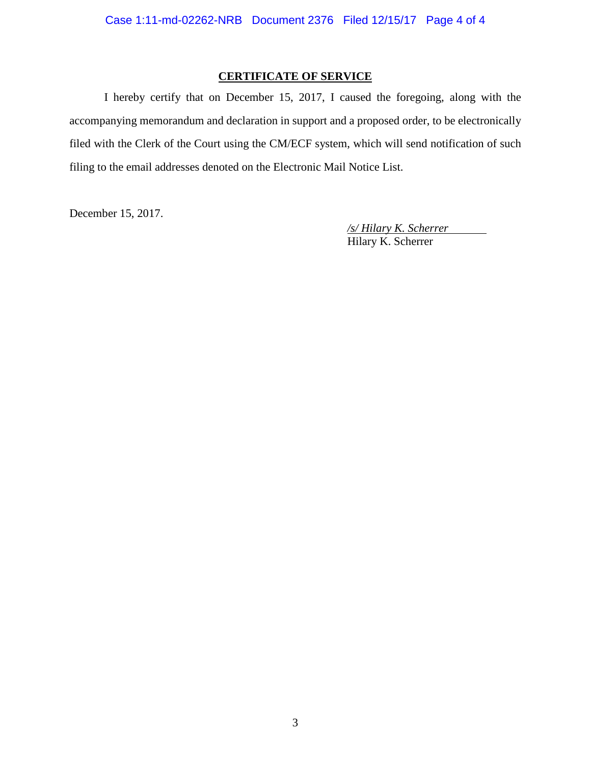**CERTIFICATE OF SERVICE**

I hereby certify that on December 15, 2017, I caused the foregoing, along with the accompanying memorandum and declaration in support and a proposed order, to be electronically filed with the Clerk of the Court using the CM/ECF system, which will send notification of such filing to the email addresses denoted on the Electronic Mail Notice List.

December 15, 2017.

*/s/ Hilary K. Scherrer*
Hilary K. Scherrer